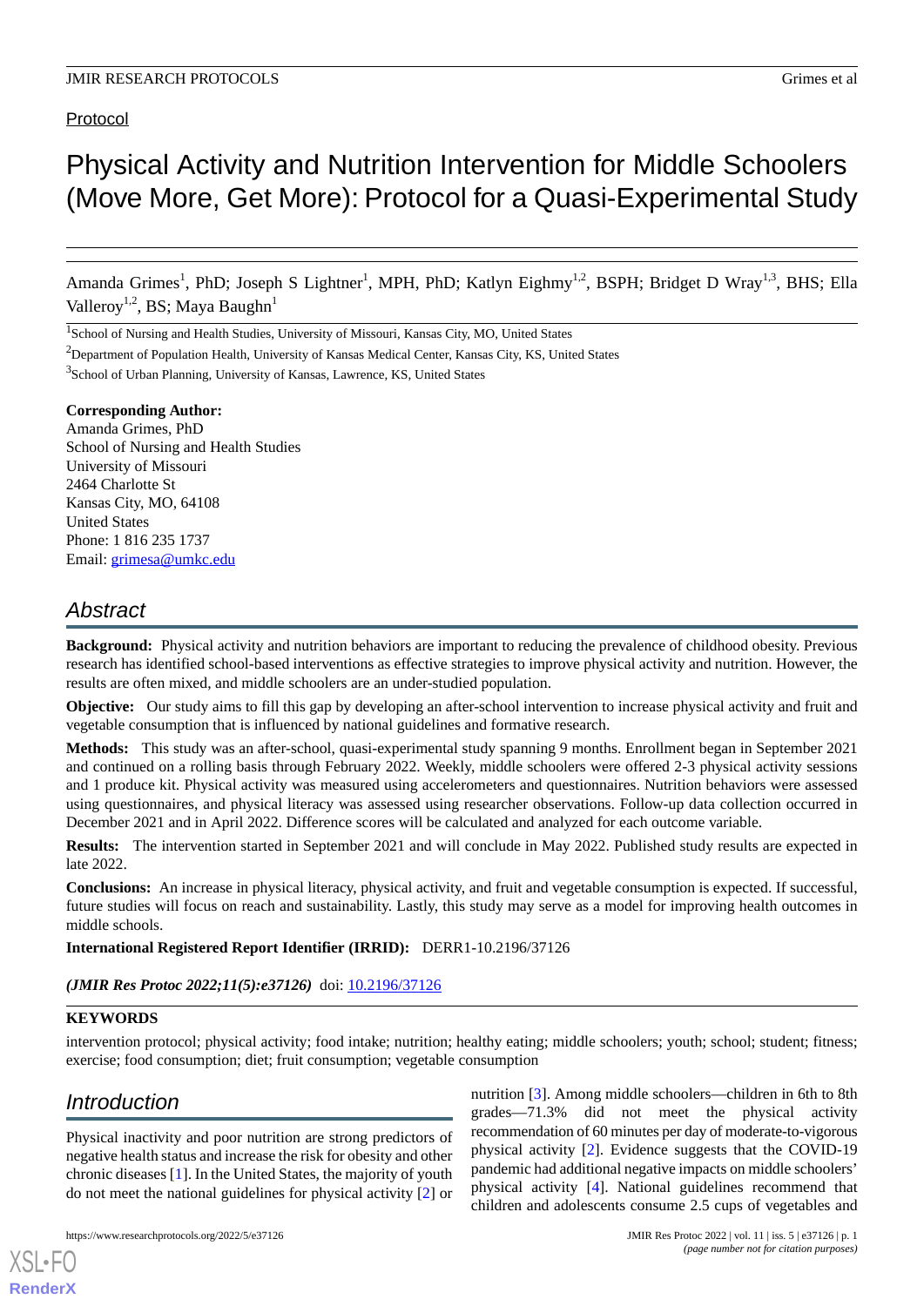Protocol

# Physical Activity and Nutrition Intervention for Middle Schoolers (Move More, Get More): Protocol for a Quasi-Experimental Study

Amanda Grimes[1], PhD; Joseph S Lightner[1], MPH, PhD; Katlyn Eighmy[1,2], BSPH; Bridget D Wray[1,3], BHS; Ella Valleroy[1,2], BS; Maya Baughn[1]

[1]School of Nursing and Health Studies, University of Missouri, Kansas City, MO, United States

[2]Department of Population Health, University of Kansas Medical Center, Kansas City, KS, United States

[3]School of Urban Planning, University of Kansas, Lawrence, KS, United States

**Corresponding Author:**
Amanda Grimes, PhD
School of Nursing and Health Studies
University of Missouri
2464 Charlotte St
Kansas City, MO, 64108
United States
Phone: 1 816 235 1737
Email: grimesa@umkc.edu

## Abstract

**Background:** Physical activity and nutrition behaviors are important to reducing the prevalence of childhood obesity. Previous research has identified school-based interventions as effective strategies to improve physical activity and nutrition. However, the results are often mixed, and middle schoolers are an under-studied population.

**Objective:** Our study aims to fill this gap by developing an after-school intervention to increase physical activity and fruit and vegetable consumption that is influenced by national guidelines and formative research.

**Methods:** This study was an after-school, quasi-experimental study spanning 9 months. Enrollment began in September 2021 and continued on a rolling basis through February 2022. Weekly, middle schoolers were offered 2-3 physical activity sessions and 1 produce kit. Physical activity was measured using accelerometers and questionnaires. Nutrition behaviors were assessed using questionnaires, and physical literacy was assessed using researcher observations. Follow-up data collection occurred in December 2021 and in April 2022. Difference scores will be calculated and analyzed for each outcome variable.

**Results:** The intervention started in September 2021 and will conclude in May 2022. Published study results are expected in late 2022.

**Conclusions:** An increase in physical literacy, physical activity, and fruit and vegetable consumption is expected. If successful, future studies will focus on reach and sustainability. Lastly, this study may serve as a model for improving health outcomes in middle schools.

**International Registered Report Identifier (IRRID):** DERR1-10.2196/37126

***(JMIR Res Protoc 2022;11(5):e37126)*** doi: 10.2196/37126

### KEYWORDS

intervention protocol; physical activity; food intake; nutrition; healthy eating; middle schoolers; youth; school; student; fitness; exercise; food consumption; diet; fruit consumption; vegetable consumption

## Introduction

Physical inactivity and poor nutrition are strong predictors of negative health status and increase the risk for obesity and other chronic diseases [1]. In the United States, the majority of youth do not meet the national guidelines for physical activity [2] or nutrition [3]. Among middle schoolers—children in 6th to 8th grades—71.3% did not meet the physical activity recommendation of 60 minutes per day of moderate-to-vigorous physical activity [2]. Evidence suggests that the COVID-19 pandemic had additional negative impacts on middle schoolers' physical activity [4]. National guidelines recommend that children and adolescents consume 2.5 cups of vegetables and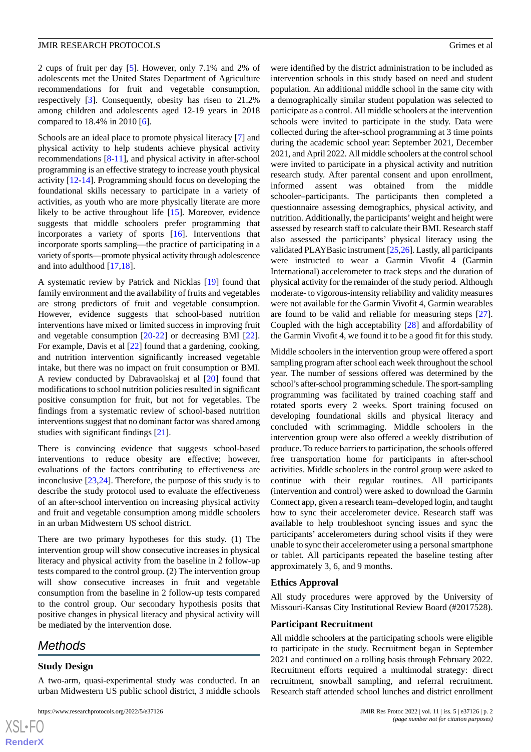2 cups of fruit per day [5]. However, only 7.1% and 2% of adolescents met the United States Department of Agriculture recommendations for fruit and vegetable consumption, respectively [3]. Consequently, obesity has risen to 21.2% among children and adolescents aged 12-19 years in 2018 compared to 18.4% in 2010 [6].

Schools are an ideal place to promote physical literacy [7] and physical activity to help students achieve physical activity recommendations [8-11], and physical activity in after-school programming is an effective strategy to increase youth physical activity [12-14]. Programming should focus on developing the foundational skills necessary to participate in a variety of activities, as youth who are more physically literate are more likely to be active throughout life [15]. Moreover, evidence suggests that middle schoolers prefer programming that incorporates a variety of sports [16]. Interventions that incorporate sports sampling—the practice of participating in a variety of sports—promote physical activity through adolescence and into adulthood [17,18].

A systematic review by Patrick and Nicklas [19] found that family environment and the availability of fruits and vegetables are strong predictors of fruit and vegetable consumption. However, evidence suggests that school-based nutrition interventions have mixed or limited success in improving fruit and vegetable consumption [20-22] or decreasing BMI [22]. For example, Davis et al [22] found that a gardening, cooking, and nutrition intervention significantly increased vegetable intake, but there was no impact on fruit consumption or BMI. A review conducted by Dabravaolskaj et al [20] found that modifications to school nutrition policies resulted in significant positive consumption for fruit, but not for vegetables. The findings from a systematic review of school-based nutrition interventions suggest that no dominant factor was shared among studies with significant findings [21].

There is convincing evidence that suggests school-based interventions to reduce obesity are effective; however, evaluations of the factors contributing to effectiveness are inconclusive [23,24]. Therefore, the purpose of this study is to describe the study protocol used to evaluate the effectiveness of an after-school intervention on increasing physical activity and fruit and vegetable consumption among middle schoolers in an urban Midwestern US school district.

There are two primary hypotheses for this study. (1) The intervention group will show consecutive increases in physical literacy and physical activity from the baseline in 2 follow-up tests compared to the control group. (2) The intervention group will show consecutive increases in fruit and vegetable consumption from the baseline in 2 follow-up tests compared to the control group. Our secondary hypothesis posits that positive changes in physical literacy and physical activity will be mediated by the intervention dose.

## Methods

### Study Design

A two-arm, quasi-experimental study was conducted. In an urban Midwestern US public school district, 3 middle schools were identified by the district administration to be included as intervention schools in this study based on need and student population. An additional middle school in the same city with a demographically similar student population was selected to participate as a control. All middle schoolers at the intervention schools were invited to participate in the study. Data were collected during the after-school programming at 3 time points during the academic school year: September 2021, December 2021, and April 2022. All middle schoolers at the control school were invited to participate in a physical activity and nutrition research study. After parental consent and upon enrollment, informed assent was obtained from the middle schooler–participants. The participants then completed a questionnaire assessing demographics, physical activity, and nutrition. Additionally, the participants' weight and height were assessed by research staff to calculate their BMI. Research staff also assessed the participants' physical literacy using the validated PLAYBasic instrument [25,26]. Lastly, all participants were instructed to wear a Garmin Vivofit 4 (Garmin International) accelerometer to track steps and the duration of physical activity for the remainder of the study period. Although moderate- to vigorous-intensity reliability and validity measures were not available for the Garmin Vivofit 4, Garmin wearables are found to be valid and reliable for measuring steps [27]. Coupled with the high acceptability [28] and affordability of the Garmin Vivofit 4, we found it to be a good fit for this study.

Middle schoolers in the intervention group were offered a sport sampling program after school each week throughout the school year. The number of sessions offered was determined by the school's after-school programming schedule. The sport-sampling programming was facilitated by trained coaching staff and rotated sports every 2 weeks. Sport training focused on developing foundational skills and physical literacy and concluded with scrimmaging. Middle schoolers in the intervention group were also offered a weekly distribution of produce. To reduce barriers to participation, the schools offered free transportation home for participants in after-school activities. Middle schoolers in the control group were asked to continue with their regular routines. All participants (intervention and control) were asked to download the Garmin Connect app, given a research team–developed login, and taught how to sync their accelerometer device. Research staff was available to help troubleshoot syncing issues and sync the participants' accelerometers during school visits if they were unable to sync their accelerometer using a personal smartphone or tablet. All participants repeated the baseline testing after approximately 3, 6, and 9 months.

### Ethics Approval

All study procedures were approved by the University of Missouri-Kansas City Institutional Review Board (#2017528).

### Participant Recruitment

All middle schoolers at the participating schools were eligible to participate in the study. Recruitment began in September 2021 and continued on a rolling basis through February 2022. Recruitment efforts required a multimodal strategy: direct recruitment, snowball sampling, and referral recruitment. Research staff attended school lunches and district enrollment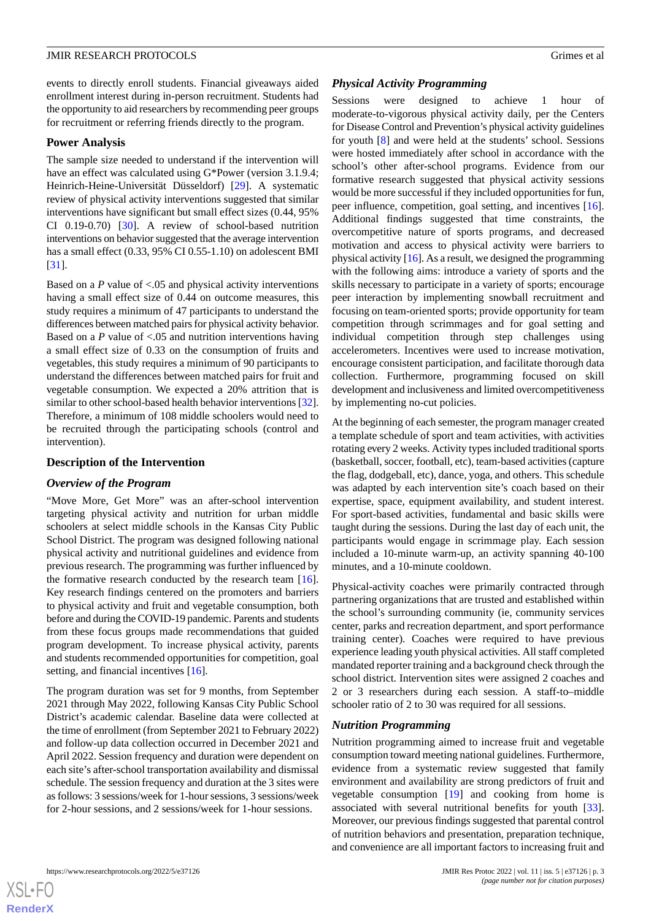events to directly enroll students. Financial giveaways aided enrollment interest during in-person recruitment. Students had the opportunity to aid researchers by recommending peer groups for recruitment or referring friends directly to the program.

### Power Analysis

The sample size needed to understand if the intervention will have an effect was calculated using G*Power (version 3.1.9.4; Heinrich-Heine-Universität Düsseldorf) [29]. A systematic review of physical activity interventions suggested that similar interventions have significant but small effect sizes (0.44, 95% CI 0.19-0.70) [30]. A review of school-based nutrition interventions on behavior suggested that the average intervention has a small effect (0.33, 95% CI 0.55-1.10) on adolescent BMI [31].

Based on a *P* value of <.05 and physical activity interventions having a small effect size of 0.44 on outcome measures, this study requires a minimum of 47 participants to understand the differences between matched pairs for physical activity behavior. Based on a *P* value of <.05 and nutrition interventions having a small effect size of 0.33 on the consumption of fruits and vegetables, this study requires a minimum of 90 participants to understand the differences between matched pairs for fruit and vegetable consumption. We expected a 20% attrition that is similar to other school-based health behavior interventions [32]. Therefore, a minimum of 108 middle schoolers would need to be recruited through the participating schools (control and intervention).

### Description of the Intervention

#### *Overview of the Program*

"Move More, Get More" was an after-school intervention targeting physical activity and nutrition for urban middle schoolers at select middle schools in the Kansas City Public School District. The program was designed following national physical activity and nutritional guidelines and evidence from previous research. The programming was further influenced by the formative research conducted by the research team [16]. Key research findings centered on the promoters and barriers to physical activity and fruit and vegetable consumption, both before and during the COVID-19 pandemic. Parents and students from these focus groups made recommendations that guided program development. To increase physical activity, parents and students recommended opportunities for competition, goal setting, and financial incentives [16].

The program duration was set for 9 months, from September 2021 through May 2022, following Kansas City Public School District's academic calendar. Baseline data were collected at the time of enrollment (from September 2021 to February 2022) and follow-up data collection occurred in December 2021 and April 2022. Session frequency and duration were dependent on each site's after-school transportation availability and dismissal schedule. The session frequency and duration at the 3 sites were as follows: 3 sessions/week for 1-hour sessions, 3 sessions/week for 2-hour sessions, and 2 sessions/week for 1-hour sessions.

#### *Physical Activity Programming*

Sessions were designed to achieve 1 hour of moderate-to-vigorous physical activity daily, per the Centers for Disease Control and Prevention's physical activity guidelines for youth [8] and were held at the students' school. Sessions were hosted immediately after school in accordance with the school's other after-school programs. Evidence from our formative research suggested that physical activity sessions would be more successful if they included opportunities for fun, peer influence, competition, goal setting, and incentives [16]. Additional findings suggested that time constraints, the overcompetitive nature of sports programs, and decreased motivation and access to physical activity were barriers to physical activity [16]. As a result, we designed the programming with the following aims: introduce a variety of sports and the skills necessary to participate in a variety of sports; encourage peer interaction by implementing snowball recruitment and focusing on team-oriented sports; provide opportunity for team competition through scrimmages and for goal setting and individual competition through step challenges using accelerometers. Incentives were used to increase motivation, encourage consistent participation, and facilitate thorough data collection. Furthermore, programming focused on skill development and inclusiveness and limited overcompetitiveness by implementing no-cut policies.

At the beginning of each semester, the program manager created a template schedule of sport and team activities, with activities rotating every 2 weeks. Activity types included traditional sports (basketball, soccer, football, etc), team-based activities (capture the flag, dodgeball, etc), dance, yoga, and others. This schedule was adapted by each intervention site's coach based on their expertise, space, equipment availability, and student interest. For sport-based activities, fundamental and basic skills were taught during the sessions. During the last day of each unit, the participants would engage in scrimmage play. Each session included a 10-minute warm-up, an activity spanning 40-100 minutes, and a 10-minute cooldown.

Physical-activity coaches were primarily contracted through partnering organizations that are trusted and established within the school's surrounding community (ie, community services center, parks and recreation department, and sport performance training center). Coaches were required to have previous experience leading youth physical activities. All staff completed mandated reporter training and a background check through the school district. Intervention sites were assigned 2 coaches and 2 or 3 researchers during each session. A staff-to–middle schooler ratio of 2 to 30 was required for all sessions.

#### *Nutrition Programming*

Nutrition programming aimed to increase fruit and vegetable consumption toward meeting national guidelines. Furthermore, evidence from a systematic review suggested that family environment and availability are strong predictors of fruit and vegetable consumption [19] and cooking from home is associated with several nutritional benefits for youth [33]. Moreover, our previous findings suggested that parental control of nutrition behaviors and presentation, preparation technique, and convenience are all important factors to increasing fruit and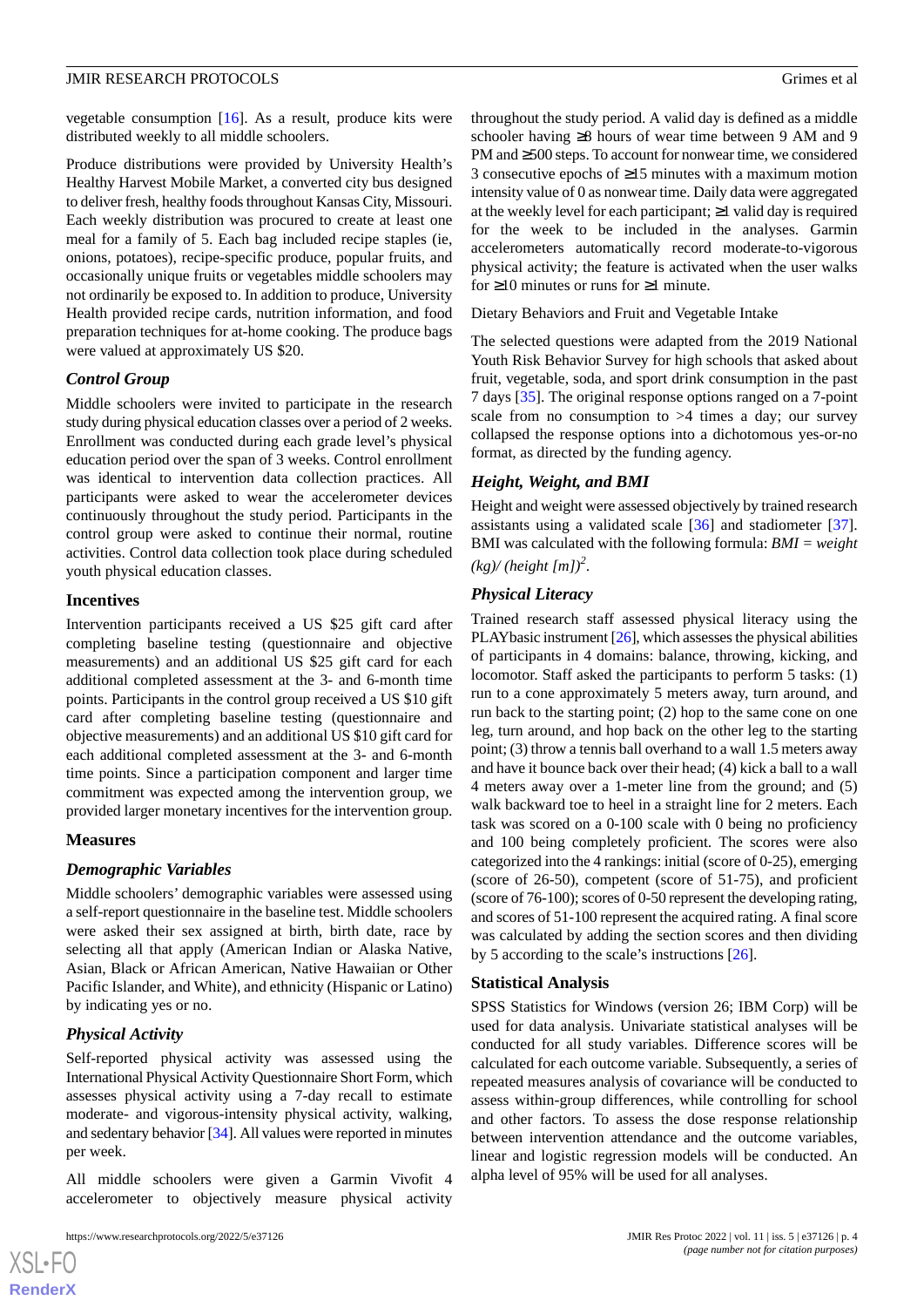vegetable consumption [16]. As a result, produce kits were distributed weekly to all middle schoolers.

Produce distributions were provided by University Health's Healthy Harvest Mobile Market, a converted city bus designed to deliver fresh, healthy foods throughout Kansas City, Missouri. Each weekly distribution was procured to create at least one meal for a family of 5. Each bag included recipe staples (ie, onions, potatoes), recipe-specific produce, popular fruits, and occasionally unique fruits or vegetables middle schoolers may not ordinarily be exposed to. In addition to produce, University Health provided recipe cards, nutrition information, and food preparation techniques for at-home cooking. The produce bags were valued at approximately US $20.

### *Control Group*

Middle schoolers were invited to participate in the research study during physical education classes over a period of 2 weeks. Enrollment was conducted during each grade level's physical education period over the span of 3 weeks. Control enrollment was identical to intervention data collection practices. All participants were asked to wear the accelerometer devices continuously throughout the study period. Participants in the control group were asked to continue their normal, routine activities. Control data collection took place during scheduled youth physical education classes.

### Incentives

Intervention participants received a US $25 gift card after completing baseline testing (questionnaire and objective measurements) and an additional US $25 gift card for each additional completed assessment at the 3- and 6-month time points. Participants in the control group received a US $10 gift card after completing baseline testing (questionnaire and objective measurements) and an additional US $10 gift card for each additional completed assessment at the 3- and 6-month time points. Since a participation component and larger time commitment was expected among the intervention group, we provided larger monetary incentives for the intervention group.

### Measures

#### *Demographic Variables*

Middle schoolers' demographic variables were assessed using a self-report questionnaire in the baseline test. Middle schoolers were asked their sex assigned at birth, birth date, race by selecting all that apply (American Indian or Alaska Native, Asian, Black or African American, Native Hawaiian or Other Pacific Islander, and White), and ethnicity (Hispanic or Latino) by indicating yes or no.

#### *Physical Activity*

Self-reported physical activity was assessed using the International Physical Activity Questionnaire Short Form, which assesses physical activity using a 7-day recall to estimate moderate- and vigorous-intensity physical activity, walking, and sedentary behavior [34]. All values were reported in minutes per week.

All middle schoolers were given a Garmin Vivofit 4 accelerometer to objectively measure physical activity throughout the study period. A valid day is defined as a middle schooler having ≥8 hours of wear time between 9 AM and 9 PM and ≥500 steps. To account for nonwear time, we considered 3 consecutive epochs of ≥15 minutes with a maximum motion intensity value of 0 as nonwear time. Daily data were aggregated at the weekly level for each participant; ≥1 valid day is required for the week to be included in the analyses. Garmin accelerometers automatically record moderate-to-vigorous physical activity; the feature is activated when the user walks for ≥10 minutes or runs for ≥1 minute.

Dietary Behaviors and Fruit and Vegetable Intake

The selected questions were adapted from the 2019 National Youth Risk Behavior Survey for high schools that asked about fruit, vegetable, soda, and sport drink consumption in the past 7 days [35]. The original response options ranged on a 7-point scale from no consumption to >4 times a day; our survey collapsed the response options into a dichotomous yes-or-no format, as directed by the funding agency.

#### *Height, Weight, and BMI*

Height and weight were assessed objectively by trained research assistants using a validated scale [36] and stadiometer [37]. BMI was calculated with the following formula: $BMI = weight (kg)/ (height [m])^2$.

#### *Physical Literacy*

Trained research staff assessed physical literacy using the PLAYbasic instrument [26], which assesses the physical abilities of participants in 4 domains: balance, throwing, kicking, and locomotor. Staff asked the participants to perform 5 tasks: (1) run to a cone approximately 5 meters away, turn around, and run back to the starting point; (2) hop to the same cone on one leg, turn around, and hop back on the other leg to the starting point; (3) throw a tennis ball overhand to a wall 1.5 meters away and have it bounce back over their head; (4) kick a ball to a wall 4 meters away over a 1-meter line from the ground; and (5) walk backward toe to heel in a straight line for 2 meters. Each task was scored on a 0-100 scale with 0 being no proficiency and 100 being completely proficient. The scores were also categorized into the 4 rankings: initial (score of 0-25), emerging (score of 26-50), competent (score of 51-75), and proficient (score of 76-100); scores of 0-50 represent the developing rating, and scores of 51-100 represent the acquired rating. A final score was calculated by adding the section scores and then dividing by 5 according to the scale's instructions [26].

### Statistical Analysis

SPSS Statistics for Windows (version 26; IBM Corp) will be used for data analysis. Univariate statistical analyses will be conducted for all study variables. Difference scores will be calculated for each outcome variable. Subsequently, a series of repeated measures analysis of covariance will be conducted to assess within-group differences, while controlling for school and other factors. To assess the dose response relationship between intervention attendance and the outcome variables, linear and logistic regression models will be conducted. An alpha level of 95% will be used for all analyses.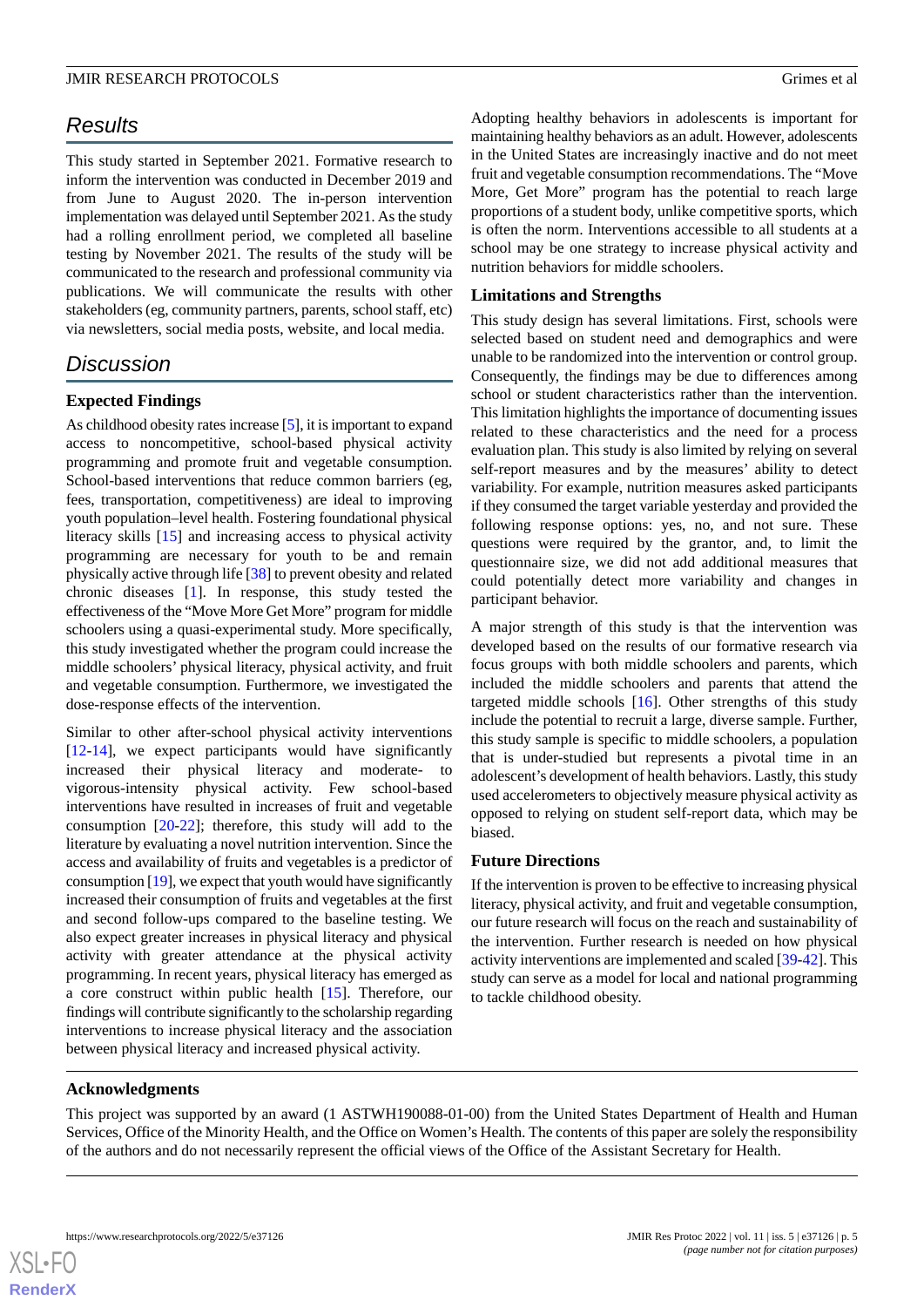## Results

This study started in September 2021. Formative research to inform the intervention was conducted in December 2019 and from June to August 2020. The in-person intervention implementation was delayed until September 2021. As the study had a rolling enrollment period, we completed all baseline testing by November 2021. The results of the study will be communicated to the research and professional community via publications. We will communicate the results with other stakeholders (eg, community partners, parents, school staff, etc) via newsletters, social media posts, website, and local media.

## Discussion

### Expected Findings

As childhood obesity rates increase [5], it is important to expand access to noncompetitive, school-based physical activity programming and promote fruit and vegetable consumption. School-based interventions that reduce common barriers (eg, fees, transportation, competitiveness) are ideal to improving youth population–level health. Fostering foundational physical literacy skills [15] and increasing access to physical activity programming are necessary for youth to be and remain physically active through life [38] to prevent obesity and related chronic diseases [1]. In response, this study tested the effectiveness of the "Move More Get More" program for middle schoolers using a quasi-experimental study. More specifically, this study investigated whether the program could increase the middle schoolers' physical literacy, physical activity, and fruit and vegetable consumption. Furthermore, we investigated the dose-response effects of the intervention.

Similar to other after-school physical activity interventions [12-14], we expect participants would have significantly increased their physical literacy and moderate- to vigorous-intensity physical activity. Few school-based interventions have resulted in increases of fruit and vegetable consumption [20-22]; therefore, this study will add to the literature by evaluating a novel nutrition intervention. Since the access and availability of fruits and vegetables is a predictor of consumption [19], we expect that youth would have significantly increased their consumption of fruits and vegetables at the first and second follow-ups compared to the baseline testing. We also expect greater increases in physical literacy and physical activity with greater attendance at the physical activity programming. In recent years, physical literacy has emerged as a core construct within public health [15]. Therefore, our findings will contribute significantly to the scholarship regarding interventions to increase physical literacy and the association between physical literacy and increased physical activity.

Adopting healthy behaviors in adolescents is important for maintaining healthy behaviors as an adult. However, adolescents in the United States are increasingly inactive and do not meet fruit and vegetable consumption recommendations. The "Move More, Get More" program has the potential to reach large proportions of a student body, unlike competitive sports, which is often the norm. Interventions accessible to all students at a school may be one strategy to increase physical activity and nutrition behaviors for middle schoolers.

### Limitations and Strengths

This study design has several limitations. First, schools were selected based on student need and demographics and were unable to be randomized into the intervention or control group. Consequently, the findings may be due to differences among school or student characteristics rather than the intervention. This limitation highlights the importance of documenting issues related to these characteristics and the need for a process evaluation plan. This study is also limited by relying on several self-report measures and by the measures' ability to detect variability. For example, nutrition measures asked participants if they consumed the target variable yesterday and provided the following response options: yes, no, and not sure. These questions were required by the grantor, and, to limit the questionnaire size, we did not add additional measures that could potentially detect more variability and changes in participant behavior.

A major strength of this study is that the intervention was developed based on the results of our formative research via focus groups with both middle schoolers and parents, which included the middle schoolers and parents that attend the targeted middle schools [16]. Other strengths of this study include the potential to recruit a large, diverse sample. Further, this study sample is specific to middle schoolers, a population that is under-studied but represents a pivotal time in an adolescent's development of health behaviors. Lastly, this study used accelerometers to objectively measure physical activity as opposed to relying on student self-report data, which may be biased.

### Future Directions

If the intervention is proven to be effective to increasing physical literacy, physical activity, and fruit and vegetable consumption, our future research will focus on the reach and sustainability of the intervention. Further research is needed on how physical activity interventions are implemented and scaled [39-42]. This study can serve as a model for local and national programming to tackle childhood obesity.

### Acknowledgments

This project was supported by an award (1 ASTWH190088-01-00) from the United States Department of Health and Human Services, Office of the Minority Health, and the Office on Women's Health. The contents of this paper are solely the responsibility of the authors and do not necessarily represent the official views of the Office of the Assistant Secretary for Health.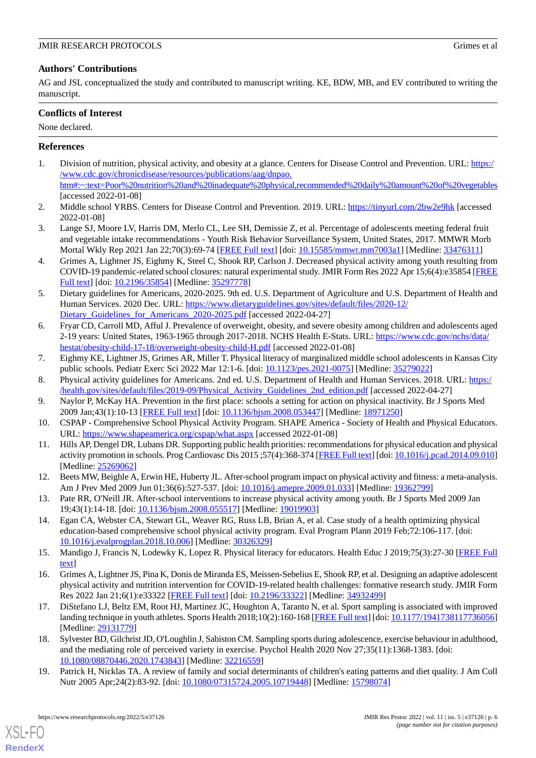## Authors' Contributions

AG and JSL conceptualized the study and contributed to manuscript writing. KE, BDW, MB, and EV contributed to writing the manuscript.

## Conflicts of Interest

None declared.

## References

1. Division of nutrition, physical activity, and obesity at a glance. Centers for Disease Control and Prevention. URL: https://www.cdc.gov/chronicdisease/resources/publications/aag/dnpao.htm#:~:text=Poor%20nutrition%20and%20inadequate%20physical,recommended%20daily%20amount%20of%20vegetables [accessed 2022-01-08]
2. Middle school YRBS. Centers for Disease Control and Prevention. 2019. URL: https://tinyurl.com/2bw2e9hk [accessed 2022-01-08]
3. Lange SJ, Moore LV, Harris DM, Merlo CL, Lee SH, Demissie Z, et al. Percentage of adolescents meeting federal fruit and vegetable intake recommendations - Youth Risk Behavior Surveillance System, United States, 2017. MMWR Morb Mortal Wkly Rep 2021 Jan 22;70(3):69-74 [FREE Full text] [doi: 10.15585/mmwr.mm7003a1] [Medline: 33476311]
4. Grimes A, Lightner JS, Eighmy K, Steel C, Shook RP, Carlson J. Decreased physical activity among youth resulting from COVID-19 pandemic-related school closures: natural experimental study. JMIR Form Res 2022 Apr 15;6(4):e35854 [FREE Full text] [doi: 10.2196/35854] [Medline: 35297778]
5. Dietary guidelines for Americans, 2020-2025. 9th ed. U.S. Department of Agriculture and U.S. Department of Health and Human Services. 2020 Dec. URL: https://www.dietaryguidelines.gov/sites/default/files/2020-12/Dietary_Guidelines_for_Americans_2020-2025.pdf [accessed 2022-04-27]
6. Fryar CD, Carroll MD, Afful J. Prevalence of overweight, obesity, and severe obesity among children and adolescents aged 2-19 years: United States, 1963-1965 through 2017-2018. NCHS Health E-Stats. URL: https://www.cdc.gov/nchs/data/hestat/obesity-child-17-18/overweight-obesity-child-H.pdf [accessed 2022-01-08]
7. Eighmy KE, Lightner JS, Grimes AR, Miller T. Physical literacy of marginalized middle school adolescents in Kansas City public schools. Pediatr Exerc Sci 2022 Mar 12:1-6. [doi: 10.1123/pes.2021-0075] [Medline: 35279022]
8. Physical activity guidelines for Americans. 2nd ed. U.S. Department of Health and Human Services. 2018. URL: https://health.gov/sites/default/files/2019-09/Physical_Activity_Guidelines_2nd_edition.pdf [accessed 2022-04-27]
9. Naylor P, McKay HA. Prevention in the first place: schools a setting for action on physical inactivity. Br J Sports Med 2009 Jan;43(1):10-13 [FREE Full text] [doi: 10.1136/bjsm.2008.053447] [Medline: 18971250]
10. CSPAP - Comprehensive School Physical Activity Program. SHAPE America - Society of Health and Physical Educators. URL: https://www.shapeamerica.org/cspap/what.aspx [accessed 2022-01-08]
11. Hills AP, Dengel DR, Lubans DR. Supporting public health priorities: recommendations for physical education and physical activity promotion in schools. Prog Cardiovasc Dis 2015 ;57(4):368-374 [FREE Full text] [doi: 10.1016/j.pcad.2014.09.010] [Medline: 25269062]
12. Beets MW, Beighle A, Erwin HE, Huberty JL. After-school program impact on physical activity and fitness: a meta-analysis. Am J Prev Med 2009 Jun 01;36(6):527-537. [doi: 10.1016/j.amepre.2009.01.033] [Medline: 19362799]
13. Pate RR, O'Neill JR. After-school interventions to increase physical activity among youth. Br J Sports Med 2009 Jan 19;43(1):14-18. [doi: 10.1136/bjsm.2008.055517] [Medline: 19019903]
14. Egan CA, Webster CA, Stewart GL, Weaver RG, Russ LB, Brian A, et al. Case study of a health optimizing physical education-based comprehensive school physical activity program. Eval Program Plann 2019 Feb;72:106-117. [doi: 10.1016/j.evalprogplan.2018.10.006] [Medline: 30326329]
15. Mandigo J, Francis N, Lodewky K, Lopez R. Physical literacy for educators. Health Educ J 2019;75(3):27-30 [FREE Full text]
16. Grimes A, Lightner JS, Pina K, Donis de Miranda ES, Meissen-Sebelius E, Shook RP, et al. Designing an adaptive adolescent physical activity and nutrition intervention for COVID-19-related health challenges: formative research study. JMIR Form Res 2022 Jan 21;6(1):e33322 [FREE Full text] [doi: 10.2196/33322] [Medline: 34932499]
17. DiStefano LJ, Beltz EM, Root HJ, Martinez JC, Houghton A, Taranto N, et al. Sport sampling is associated with improved landing technique in youth athletes. Sports Health 2018;10(2):160-168 [FREE Full text] [doi: 10.1177/1941738117736056] [Medline: 29131779]
18. Sylvester BD, Gilchrist JD, O'Loughlin J, Sabiston CM. Sampling sports during adolescence, exercise behaviour in adulthood, and the mediating role of perceived variety in exercise. Psychol Health 2020 Nov 27;35(11):1368-1383. [doi: 10.1080/08870446.2020.1743843] [Medline: 32216559]
19. Patrick H, Nicklas TA. A review of family and social determinants of children's eating patterns and diet quality. J Am Coll Nutr 2005 Apr;24(2):83-92. [doi: 10.1080/07315724.2005.10719448] [Medline: 15798074]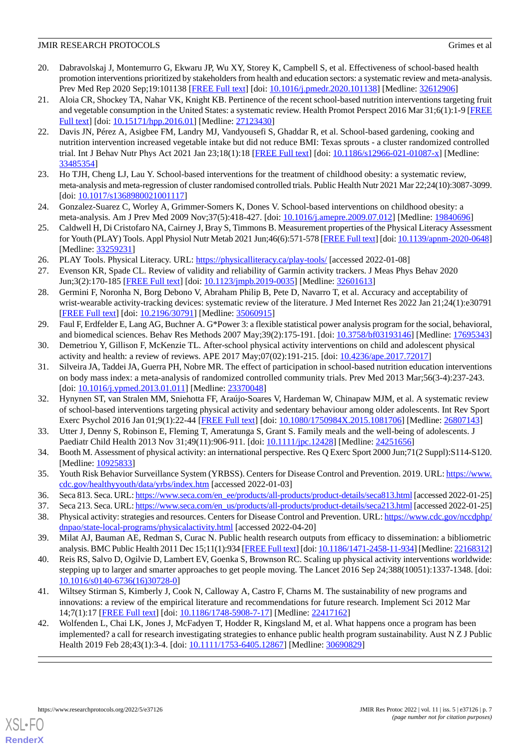20. Dabravolskaj J, Montemurro G, Ekwaru JP, Wu XY, Storey K, Campbell S, et al. Effectiveness of school-based health promotion interventions prioritized by stakeholders from health and education sectors: a systematic review and meta-analysis. Prev Med Rep 2020 Sep;19:101138 [FREE Full text] [doi: 10.1016/j.pmedr.2020.101138] [Medline: 32612906]
21. Aloia CR, Shockey TA, Nahar VK, Knight KB. Pertinence of the recent school-based nutrition interventions targeting fruit and vegetable consumption in the United States: a systematic review. Health Promot Perspect 2016 Mar 31;6(1):1-9 [FREE Full text] [doi: 10.15171/hpp.2016.01] [Medline: 27123430]
22. Davis JN, Pérez A, Asigbee FM, Landry MJ, Vandyousefi S, Ghaddar R, et al. School-based gardening, cooking and nutrition intervention increased vegetable intake but did not reduce BMI: Texas sprouts - a cluster randomized controlled trial. Int J Behav Nutr Phys Act 2021 Jan 23;18(1):18 [FREE Full text] [doi: 10.1186/s12966-021-01087-x] [Medline: 33485354]
23. Ho TJH, Cheng LJ, Lau Y. School-based interventions for the treatment of childhood obesity: a systematic review, meta-analysis and meta-regression of cluster randomised controlled trials. Public Health Nutr 2021 Mar 22;24(10):3087-3099. [doi: 10.1017/s1368980021001117]
24. Gonzalez-Suarez C, Worley A, Grimmer-Somers K, Dones V. School-based interventions on childhood obesity: a meta-analysis. Am J Prev Med 2009 Nov;37(5):418-427. [doi: 10.1016/j.amepre.2009.07.012] [Medline: 19840696]
25. Caldwell H, Di Cristofaro NA, Cairney J, Bray S, Timmons B. Measurement properties of the Physical Literacy Assessment for Youth (PLAY) Tools. Appl Physiol Nutr Metab 2021 Jun;46(6):571-578 [FREE Full text] [doi: 10.1139/apnm-2020-0648] [Medline: 33259231]
26. PLAY Tools. Physical Literacy. URL: https://physicalliteracy.ca/play-tools/ [accessed 2022-01-08]
27. Evenson KR, Spade CL. Review of validity and reliability of Garmin activity trackers. J Meas Phys Behav 2020 Jun;3(2):170-185 [FREE Full text] [doi: 10.1123/jmpb.2019-0035] [Medline: 32601613]
28. Germini F, Noronha N, Borg Debono V, Abraham Philip B, Pete D, Navarro T, et al. Accuracy and acceptability of wrist-wearable activity-tracking devices: systematic review of the literature. J Med Internet Res 2022 Jan 21;24(1):e30791 [FREE Full text] [doi: 10.2196/30791] [Medline: 35060915]
29. Faul F, Erdfelder E, Lang AG, Buchner A. G*Power 3: a flexible statistical power analysis program for the social, behavioral, and biomedical sciences. Behav Res Methods 2007 May;39(2):175-191. [doi: 10.3758/bf03193146] [Medline: 17695343]
30. Demetriou Y, Gillison F, McKenzie TL. After-school physical activity interventions on child and adolescent physical activity and health: a review of reviews. APE 2017 May;07(02):191-215. [doi: 10.4236/ape.2017.72017]
31. Silveira JA, Taddei JA, Guerra PH, Nobre MR. The effect of participation in school-based nutrition education interventions on body mass index: a meta-analysis of randomized controlled community trials. Prev Med 2013 Mar;56(3-4):237-243. [doi: 10.1016/j.ypmed.2013.01.011] [Medline: 23370048]
32. Hynynen ST, van Stralen MM, Sniehotta FF, Araújo-Soares V, Hardeman W, Chinapaw MJM, et al. A systematic review of school-based interventions targeting physical activity and sedentary behaviour among older adolescents. Int Rev Sport Exerc Psychol 2016 Jan 01;9(1):22-44 [FREE Full text] [doi: 10.1080/1750984X.2015.1081706] [Medline: 26807143]
33. Utter J, Denny S, Robinson E, Fleming T, Ameratunga S, Grant S. Family meals and the well-being of adolescents. J Paediatr Child Health 2013 Nov 31;49(11):906-911. [doi: 10.1111/jpc.12428] [Medline: 24251656]
34. Booth M. Assessment of physical activity: an international perspective. Res Q Exerc Sport 2000 Jun;71(2 Suppl):S114-S120. [Medline: 10925833]
35. Youth Risk Behavior Surveillance System (YRBSS). Centers for Disease Control and Prevention. 2019. URL: https://www.cdc.gov/healthyyouth/data/yrbs/index.htm [accessed 2022-01-03]
36. Seca 813. Seca. URL: https://www.seca.com/en_ee/products/all-products/product-details/seca813.html [accessed 2022-01-25]
37. Seca 213. Seca. URL: https://www.seca.com/en_us/products/all-products/product-details/seca213.html [accessed 2022-01-25]
38. Physical activity: strategies and resources. Centers for Disease Control and Prevention. URL: https://www.cdc.gov/nccdphp/dnpao/state-local-programs/physicalactivity.html [accessed 2022-04-20]
39. Milat AJ, Bauman AE, Redman S, Curac N. Public health research outputs from efficacy to dissemination: a bibliometric analysis. BMC Public Health 2011 Dec 15;11(1):934 [FREE Full text] [doi: 10.1186/1471-2458-11-934] [Medline: 22168312]
40. Reis RS, Salvo D, Ogilvie D, Lambert EV, Goenka S, Brownson RC. Scaling up physical activity interventions worldwide: stepping up to larger and smarter approaches to get people moving. The Lancet 2016 Sep 24;388(10051):1337-1348. [doi: 10.1016/s0140-6736(16)30728-0]
41. Wiltsey Stirman S, Kimberly J, Cook N, Calloway A, Castro F, Charns M. The sustainability of new programs and innovations: a review of the empirical literature and recommendations for future research. Implement Sci 2012 Mar 14;7(1):17 [FREE Full text] [doi: 10.1186/1748-5908-7-17] [Medline: 22417162]
42. Wolfenden L, Chai LK, Jones J, McFadyen T, Hodder R, Kingsland M, et al. What happens once a program has been implemented? a call for research investigating strategies to enhance public health program sustainability. Aust N Z J Public Health 2019 Feb 28;43(1):3-4. [doi: 10.1111/1753-6405.12867] [Medline: 30690829]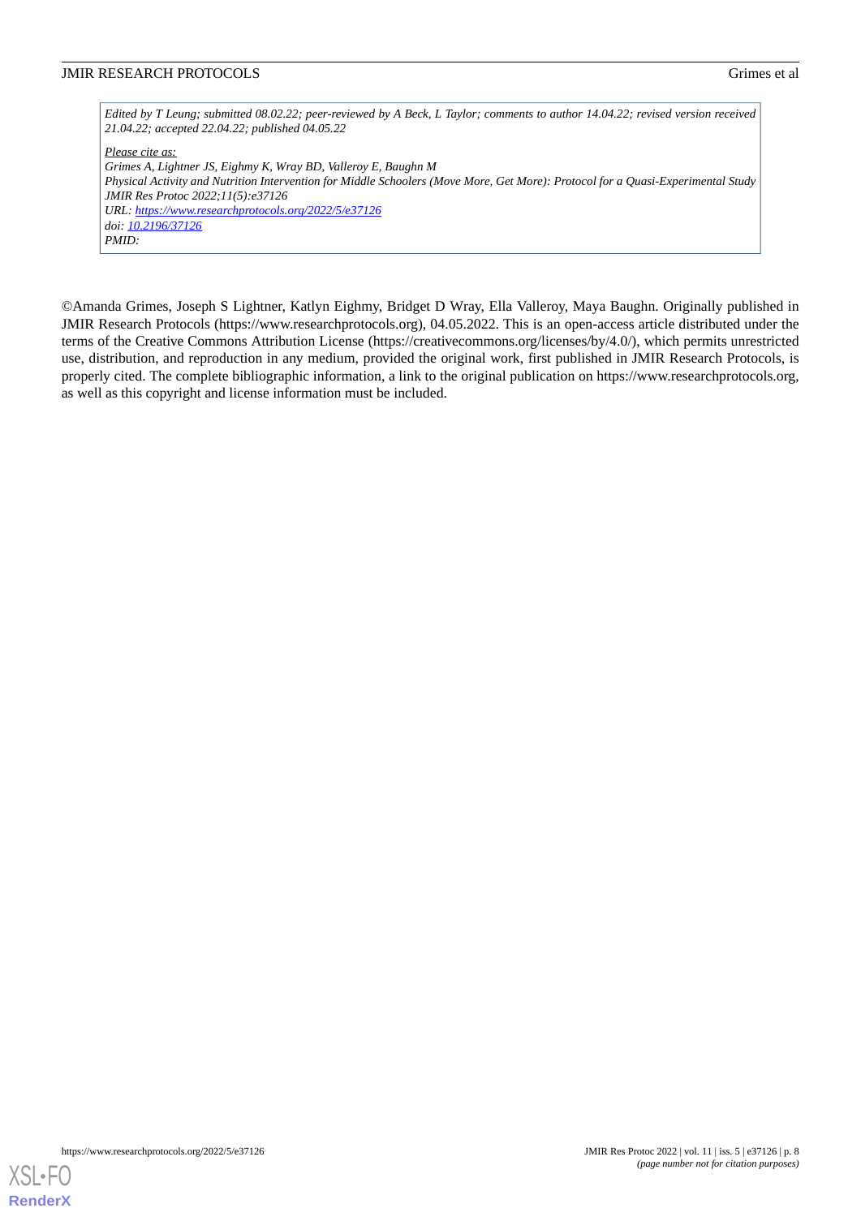*Edited by T Leung; submitted 08.02.22; peer-reviewed by A Beck, L Taylor; comments to author 14.04.22; revised version received 21.04.22; accepted 22.04.22; published 04.05.22*

*Please cite as:*
*Grimes A, Lightner JS, Eighmy K, Wray BD, Valleroy E, Baughn M*
*Physical Activity and Nutrition Intervention for Middle Schoolers (Move More, Get More): Protocol for a Quasi-Experimental Study*
*JMIR Res Protoc 2022;11(5):e37126*
*URL: https://www.researchprotocols.org/2022/5/e37126*
*doi: 10.2196/37126*
*PMID:*

©Amanda Grimes, Joseph S Lightner, Katlyn Eighmy, Bridget D Wray, Ella Valleroy, Maya Baughn. Originally published in JMIR Research Protocols (https://www.researchprotocols.org), 04.05.2022. This is an open-access article distributed under the terms of the Creative Commons Attribution License (https://creativecommons.org/licenses/by/4.0/), which permits unrestricted use, distribution, and reproduction in any medium, provided the original work, first published in JMIR Research Protocols, is properly cited. The complete bibliographic information, a link to the original publication on https://www.researchprotocols.org, as well as this copyright and license information must be included.